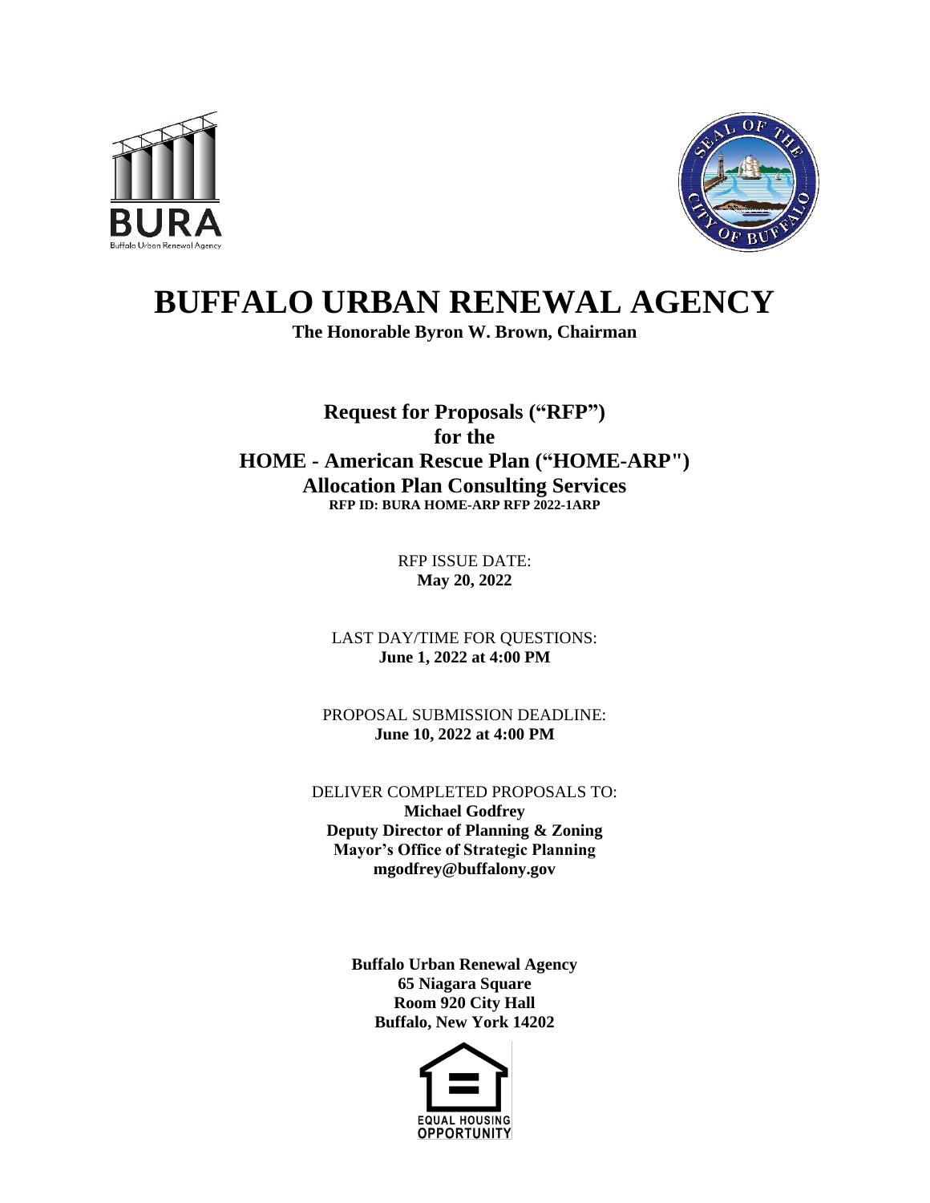# BUFFALO URBAN RENEWAL AGENCY

**The Honorable Byron W. Brown, Chairman**

## Request for Proposals ("RFP") for the HOME - American Rescue Plan ("HOME-ARP") Allocation Plan Consulting Services

**RFP ID: BURA HOME-ARP RFP 2022-1ARP**

RFP ISSUE DATE:
**May 20, 2022**

LAST DAY/TIME FOR QUESTIONS:
**June 1, 2022 at 4:00 PM**

PROPOSAL SUBMISSION DEADLINE:
**June 10, 2022 at 4:00 PM**

DELIVER COMPLETED PROPOSALS TO:
**Michael Godfrey**
**Deputy Director of Planning & Zoning**
**Mayor's Office of Strategic Planning**
**mgodfrey@buffalony.gov**

**Buffalo Urban Renewal Agency**
**65 Niagara Square**
**Room 920 City Hall**
**Buffalo, New York 14202**

EQUAL HOUSING OPPORTUNITY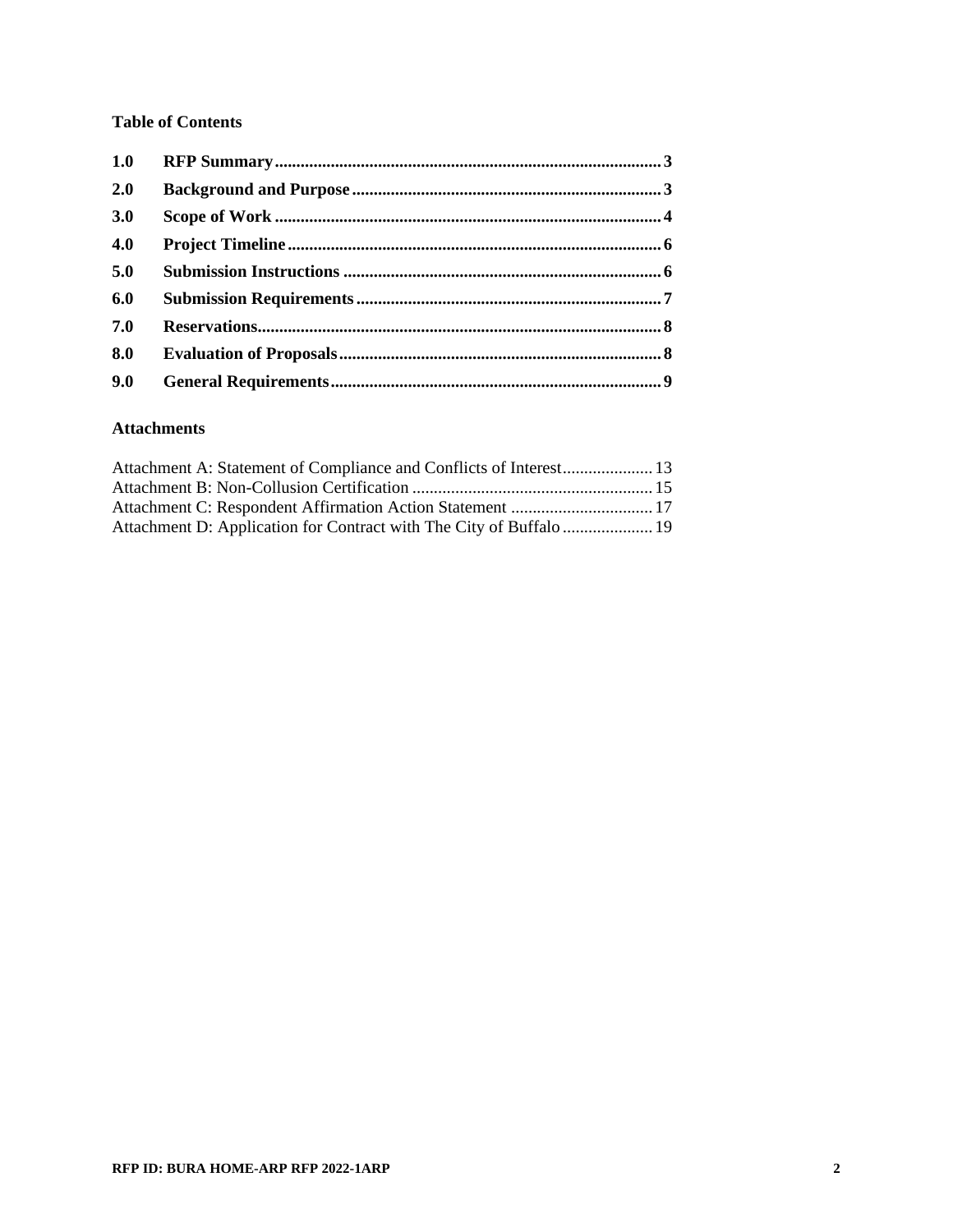## Table of Contents

| | | |
|---|---|---|
| **1.0** | **RFP Summary** | **3** |
| **2.0** | **Background and Purpose** | **3** |
| **3.0** | **Scope of Work** | **4** |
| **4.0** | **Project Timeline** | **6** |
| **5.0** | **Submission Instructions** | **6** |
| **6.0** | **Submission Requirements** | **7** |
| **7.0** | **Reservations** | **8** |
| **8.0** | **Evaluation of Proposals** | **8** |
| **9.0** | **General Requirements** | **9** |

## Attachments

| | |
|---|---|
| Attachment A: Statement of Compliance and Conflicts of Interest | 13 |
| Attachment B: Non-Collusion Certification | 15 |
| Attachment C: Respondent Affirmation Action Statement | 17 |
| Attachment D: Application for Contract with The City of Buffalo | 19 |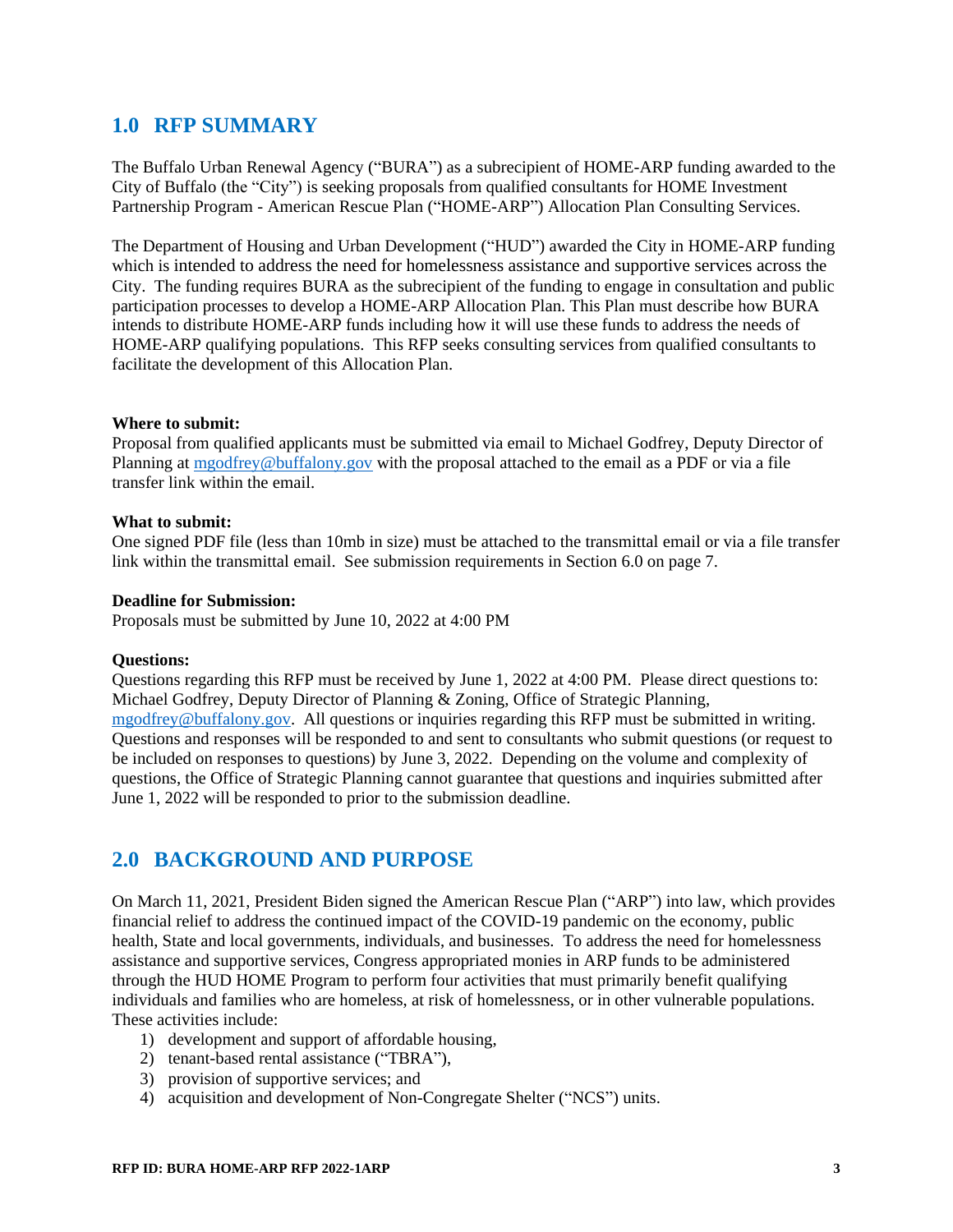## 1.0 RFP SUMMARY

The Buffalo Urban Renewal Agency ("BURA") as a subrecipient of HOME-ARP funding awarded to the City of Buffalo (the "City") is seeking proposals from qualified consultants for HOME Investment Partnership Program - American Rescue Plan ("HOME-ARP") Allocation Plan Consulting Services.

The Department of Housing and Urban Development ("HUD") awarded the City in HOME-ARP funding which is intended to address the need for homelessness assistance and supportive services across the City. The funding requires BURA as the subrecipient of the funding to engage in consultation and public participation processes to develop a HOME-ARP Allocation Plan. This Plan must describe how BURA intends to distribute HOME-ARP funds including how it will use these funds to address the needs of HOME-ARP qualifying populations. This RFP seeks consulting services from qualified consultants to facilitate the development of this Allocation Plan.

**Where to submit:**
Proposal from qualified applicants must be submitted via email to Michael Godfrey, Deputy Director of Planning at mgodfrey@buffalony.gov with the proposal attached to the email as a PDF or via a file transfer link within the email.

**What to submit:**
One signed PDF file (less than 10mb in size) must be attached to the transmittal email or via a file transfer link within the transmittal email. See submission requirements in Section 6.0 on page 7.

**Deadline for Submission:**
Proposals must be submitted by June 10, 2022 at 4:00 PM

**Questions:**
Questions regarding this RFP must be received by June 1, 2022 at 4:00 PM. Please direct questions to: Michael Godfrey, Deputy Director of Planning & Zoning, Office of Strategic Planning, mgodfrey@buffalony.gov. All questions or inquiries regarding this RFP must be submitted in writing. Questions and responses will be responded to and sent to consultants who submit questions (or request to be included on responses to questions) by June 3, 2022. Depending on the volume and complexity of questions, the Office of Strategic Planning cannot guarantee that questions and inquiries submitted after June 1, 2022 will be responded to prior to the submission deadline.

## 2.0 BACKGROUND AND PURPOSE

On March 11, 2021, President Biden signed the American Rescue Plan ("ARP") into law, which provides financial relief to address the continued impact of the COVID-19 pandemic on the economy, public health, State and local governments, individuals, and businesses. To address the need for homelessness assistance and supportive services, Congress appropriated monies in ARP funds to be administered through the HUD HOME Program to perform four activities that must primarily benefit qualifying individuals and families who are homeless, at risk of homelessness, or in other vulnerable populations. These activities include:

1) development and support of affordable housing,
2) tenant-based rental assistance ("TBRA"),
3) provision of supportive services; and
4) acquisition and development of Non-Congregate Shelter ("NCS") units.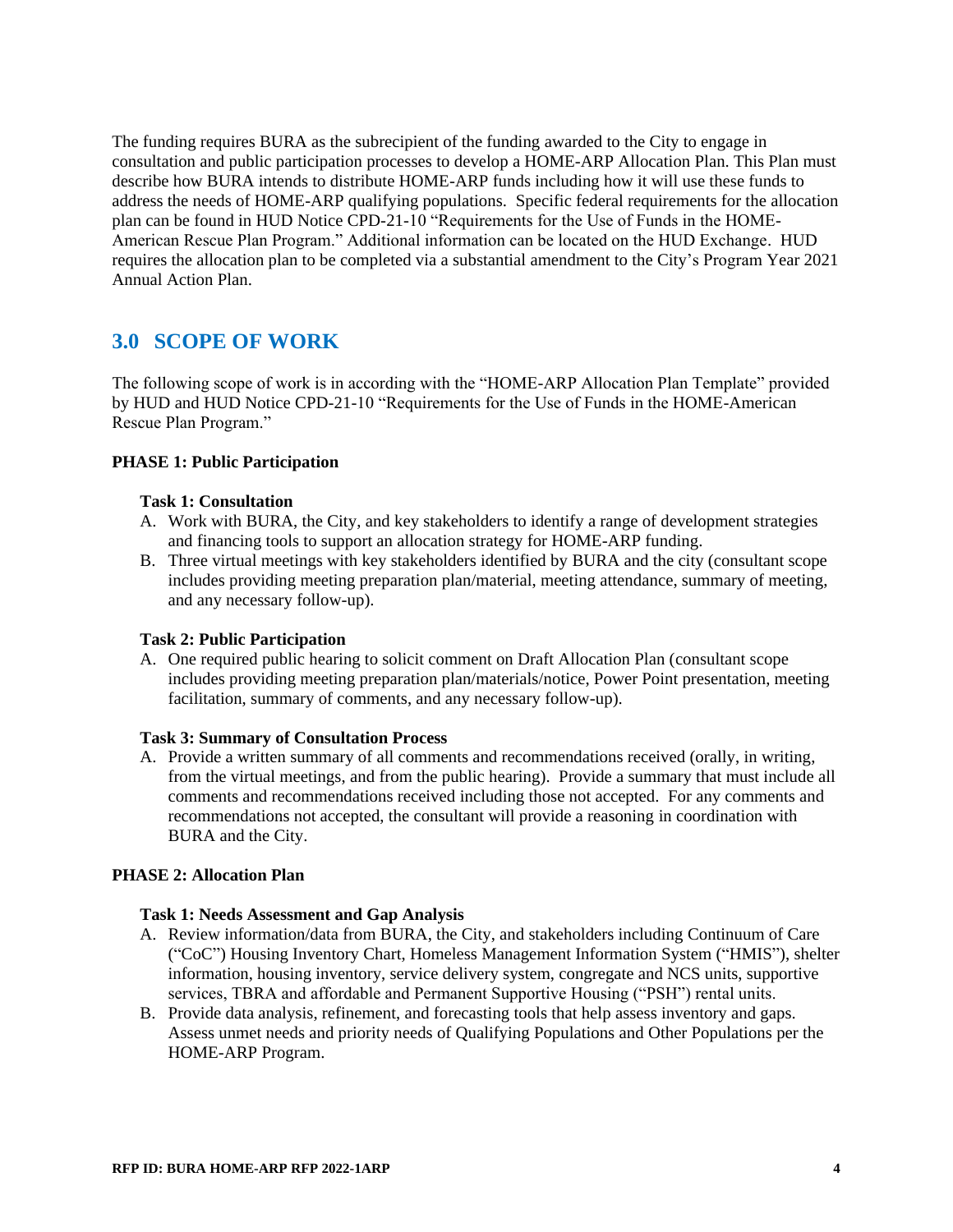The funding requires BURA as the subrecipient of the funding awarded to the City to engage in consultation and public participation processes to develop a HOME-ARP Allocation Plan. This Plan must describe how BURA intends to distribute HOME-ARP funds including how it will use these funds to address the needs of HOME-ARP qualifying populations. Specific federal requirements for the allocation plan can be found in HUD Notice CPD-21-10 "Requirements for the Use of Funds in the HOME-American Rescue Plan Program." Additional information can be located on the HUD Exchange. HUD requires the allocation plan to be completed via a substantial amendment to the City's Program Year 2021 Annual Action Plan.

## 3.0 SCOPE OF WORK

The following scope of work is in according with the "HOME-ARP Allocation Plan Template" provided by HUD and HUD Notice CPD-21-10 "Requirements for the Use of Funds in the HOME-American Rescue Plan Program."

**PHASE 1: Public Participation**

**Task 1: Consultation**

A. Work with BURA, the City, and key stakeholders to identify a range of development strategies and financing tools to support an allocation strategy for HOME-ARP funding.
B. Three virtual meetings with key stakeholders identified by BURA and the city (consultant scope includes providing meeting preparation plan/material, meeting attendance, summary of meeting, and any necessary follow-up).

**Task 2: Public Participation**

A. One required public hearing to solicit comment on Draft Allocation Plan (consultant scope includes providing meeting preparation plan/materials/notice, Power Point presentation, meeting facilitation, summary of comments, and any necessary follow-up).

**Task 3: Summary of Consultation Process**

A. Provide a written summary of all comments and recommendations received (orally, in writing, from the virtual meetings, and from the public hearing). Provide a summary that must include all comments and recommendations received including those not accepted. For any comments and recommendations not accepted, the consultant will provide a reasoning in coordination with BURA and the City.

**PHASE 2: Allocation Plan**

**Task 1: Needs Assessment and Gap Analysis**

A. Review information/data from BURA, the City, and stakeholders including Continuum of Care ("CoC") Housing Inventory Chart, Homeless Management Information System ("HMIS"), shelter information, housing inventory, service delivery system, congregate and NCS units, supportive services, TBRA and affordable and Permanent Supportive Housing ("PSH") rental units.
B. Provide data analysis, refinement, and forecasting tools that help assess inventory and gaps. Assess unmet needs and priority needs of Qualifying Populations and Other Populations per the HOME-ARP Program.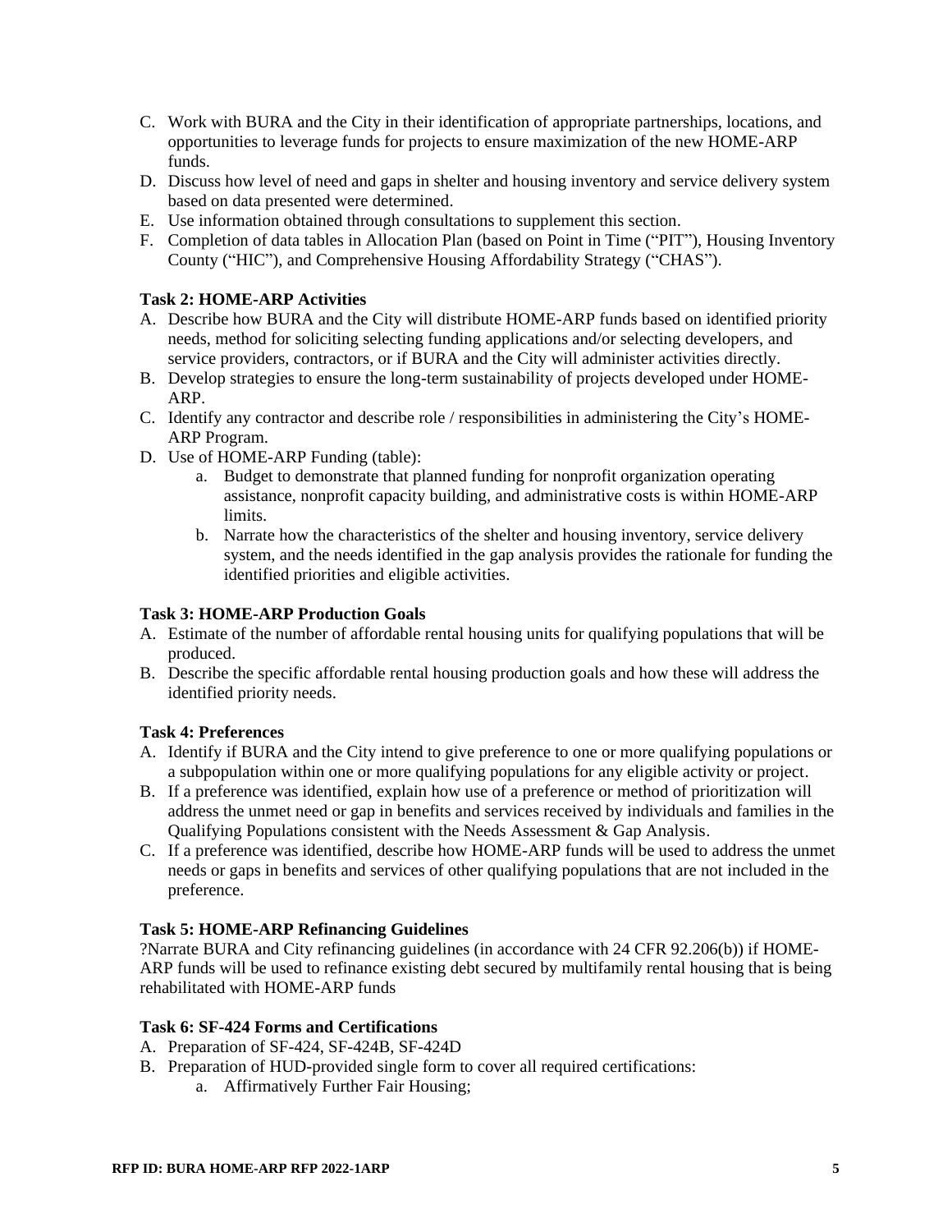C. Work with BURA and the City in their identification of appropriate partnerships, locations, and opportunities to leverage funds for projects to ensure maximization of the new HOME-ARP funds.
D. Discuss how level of need and gaps in shelter and housing inventory and service delivery system based on data presented were determined.
E. Use information obtained through consultations to supplement this section.
F. Completion of data tables in Allocation Plan (based on Point in Time ("PIT"), Housing Inventory County ("HIC"), and Comprehensive Housing Affordability Strategy ("CHAS").

**Task 2: HOME-ARP Activities**

A. Describe how BURA and the City will distribute HOME-ARP funds based on identified priority needs, method for soliciting selecting funding applications and/or selecting developers, and service providers, contractors, or if BURA and the City will administer activities directly.
B. Develop strategies to ensure the long-term sustainability of projects developed under HOME-ARP.
C. Identify any contractor and describe role / responsibilities in administering the City's HOME-ARP Program.
D. Use of HOME-ARP Funding (table):
    a. Budget to demonstrate that planned funding for nonprofit organization operating assistance, nonprofit capacity building, and administrative costs is within HOME-ARP limits.
    b. Narrate how the characteristics of the shelter and housing inventory, service delivery system, and the needs identified in the gap analysis provides the rationale for funding the identified priorities and eligible activities.

**Task 3: HOME-ARP Production Goals**

A. Estimate of the number of affordable rental housing units for qualifying populations that will be produced.
B. Describe the specific affordable rental housing production goals and how these will address the identified priority needs.

**Task 4: Preferences**

A. Identify if BURA and the City intend to give preference to one or more qualifying populations or a subpopulation within one or more qualifying populations for any eligible activity or project.
B. If a preference was identified, explain how use of a preference or method of prioritization will address the unmet need or gap in benefits and services received by individuals and families in the Qualifying Populations consistent with the Needs Assessment & Gap Analysis.
C. If a preference was identified, describe how HOME-ARP funds will be used to address the unmet needs or gaps in benefits and services of other qualifying populations that are not included in the preference.

**Task 5: HOME-ARP Refinancing Guidelines**

?Narrate BURA and City refinancing guidelines (in accordance with 24 CFR 92.206(b)) if HOME-ARP funds will be used to refinance existing debt secured by multifamily rental housing that is being rehabilitated with HOME-ARP funds

**Task 6: SF-424 Forms and Certifications**

A. Preparation of SF-424, SF-424B, SF-424D
B. Preparation of HUD-provided single form to cover all required certifications:
    a. Affirmatively Further Fair Housing;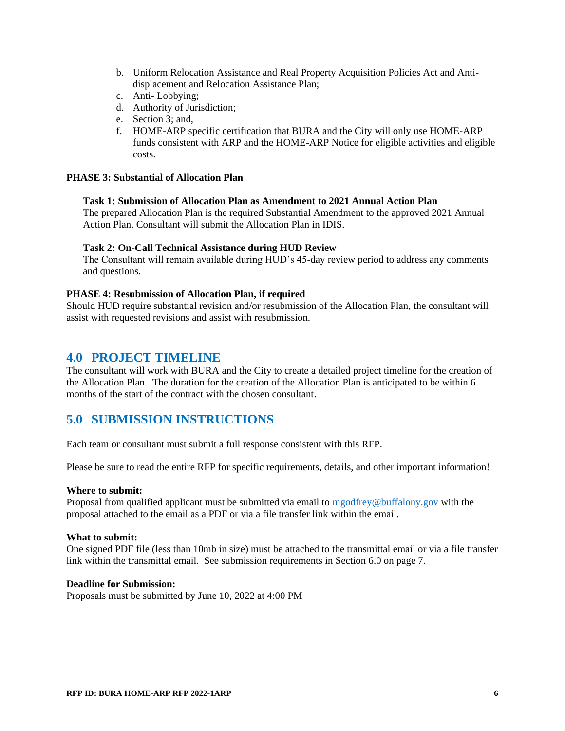b. Uniform Relocation Assistance and Real Property Acquisition Policies Act and Anti-displacement and Relocation Assistance Plan;
c. Anti- Lobbying;
d. Authority of Jurisdiction;
e. Section 3; and,
f. HOME-ARP specific certification that BURA and the City will only use HOME-ARP funds consistent with ARP and the HOME-ARP Notice for eligible activities and eligible costs.

**PHASE 3: Substantial of Allocation Plan**

**Task 1: Submission of Allocation Plan as Amendment to 2021 Annual Action Plan**
The prepared Allocation Plan is the required Substantial Amendment to the approved 2021 Annual Action Plan. Consultant will submit the Allocation Plan in IDIS.

**Task 2: On-Call Technical Assistance during HUD Review**
The Consultant will remain available during HUD's 45-day review period to address any comments and questions.

**PHASE 4: Resubmission of Allocation Plan, if required**
Should HUD require substantial revision and/or resubmission of the Allocation Plan, the consultant will assist with requested revisions and assist with resubmission.

## 4.0 PROJECT TIMELINE

The consultant will work with BURA and the City to create a detailed project timeline for the creation of the Allocation Plan. The duration for the creation of the Allocation Plan is anticipated to be within 6 months of the start of the contract with the chosen consultant.

## 5.0 SUBMISSION INSTRUCTIONS

Each team or consultant must submit a full response consistent with this RFP.

Please be sure to read the entire RFP for specific requirements, details, and other important information!

**Where to submit:**
Proposal from qualified applicant must be submitted via email to mgodfrey@buffalony.gov with the proposal attached to the email as a PDF or via a file transfer link within the email.

**What to submit:**
One signed PDF file (less than 10mb in size) must be attached to the transmittal email or via a file transfer link within the transmittal email. See submission requirements in Section 6.0 on page 7.

**Deadline for Submission:**
Proposals must be submitted by June 10, 2022 at 4:00 PM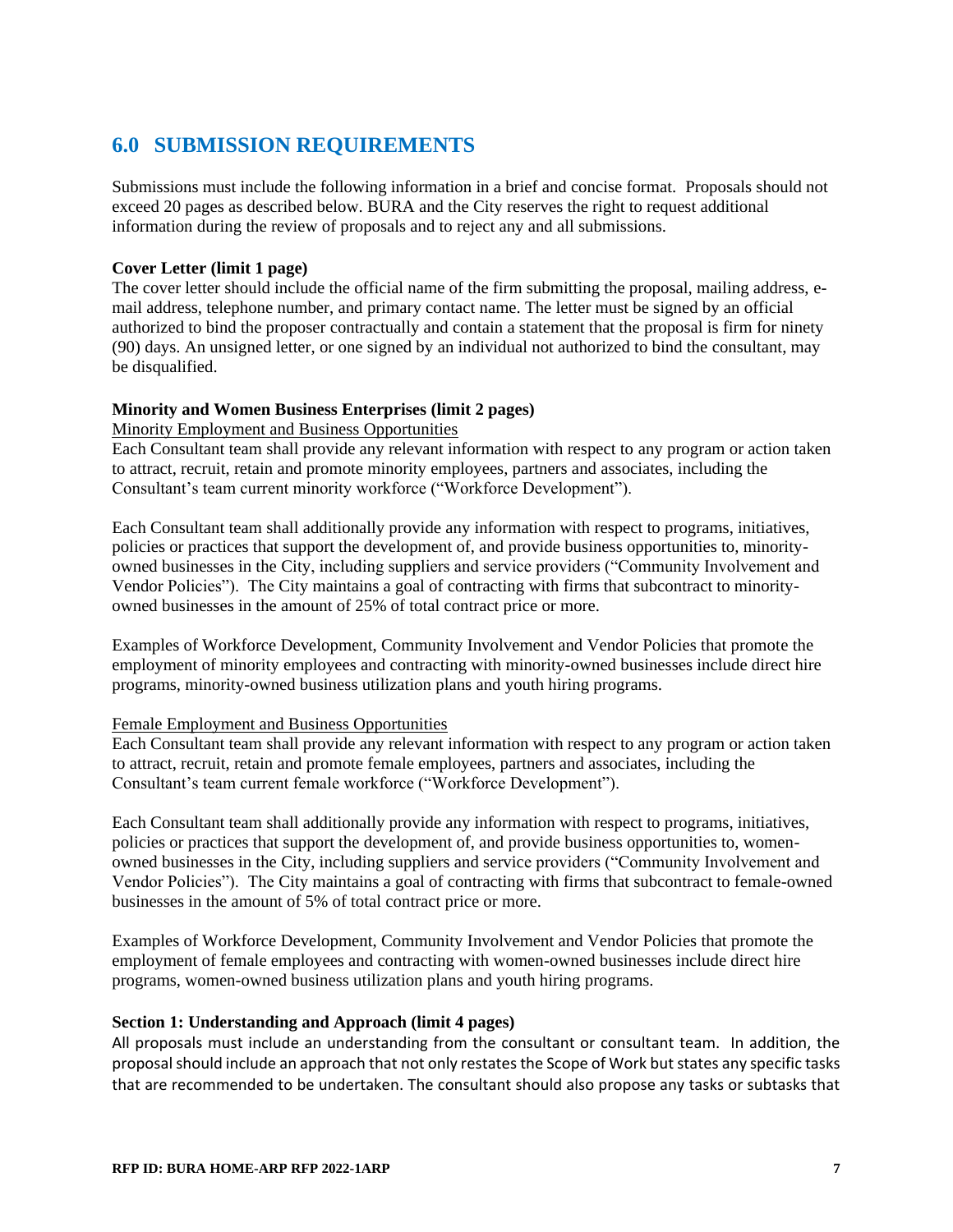## 6.0 SUBMISSION REQUIREMENTS

Submissions must include the following information in a brief and concise format. Proposals should not exceed 20 pages as described below. BURA and the City reserves the right to request additional information during the review of proposals and to reject any and all submissions.

**Cover Letter (limit 1 page)**

The cover letter should include the official name of the firm submitting the proposal, mailing address, e-mail address, telephone number, and primary contact name. The letter must be signed by an official authorized to bind the proposer contractually and contain a statement that the proposal is firm for ninety (90) days. An unsigned letter, or one signed by an individual not authorized to bind the consultant, may be disqualified.

**Minority and Women Business Enterprises (limit 2 pages)**

<u>Minority Employment and Business Opportunities</u>

Each Consultant team shall provide any relevant information with respect to any program or action taken to attract, recruit, retain and promote minority employees, partners and associates, including the Consultant's team current minority workforce ("Workforce Development").

Each Consultant team shall additionally provide any information with respect to programs, initiatives, policies or practices that support the development of, and provide business opportunities to, minority-owned businesses in the City, including suppliers and service providers ("Community Involvement and Vendor Policies"). The City maintains a goal of contracting with firms that subcontract to minority-owned businesses in the amount of 25% of total contract price or more.

Examples of Workforce Development, Community Involvement and Vendor Policies that promote the employment of minority employees and contracting with minority-owned businesses include direct hire programs, minority-owned business utilization plans and youth hiring programs.

<u>Female Employment and Business Opportunities</u>

Each Consultant team shall provide any relevant information with respect to any program or action taken to attract, recruit, retain and promote female employees, partners and associates, including the Consultant's team current female workforce ("Workforce Development").

Each Consultant team shall additionally provide any information with respect to programs, initiatives, policies or practices that support the development of, and provide business opportunities to, women-owned businesses in the City, including suppliers and service providers ("Community Involvement and Vendor Policies"). The City maintains a goal of contracting with firms that subcontract to female-owned businesses in the amount of 5% of total contract price or more.

Examples of Workforce Development, Community Involvement and Vendor Policies that promote the employment of female employees and contracting with women-owned businesses include direct hire programs, women-owned business utilization plans and youth hiring programs.

**Section 1: Understanding and Approach (limit 4 pages)**

All proposals must include an understanding from the consultant or consultant team. In addition, the proposal should include an approach that not only restates the Scope of Work but states any specific tasks that are recommended to be undertaken. The consultant should also propose any tasks or subtasks that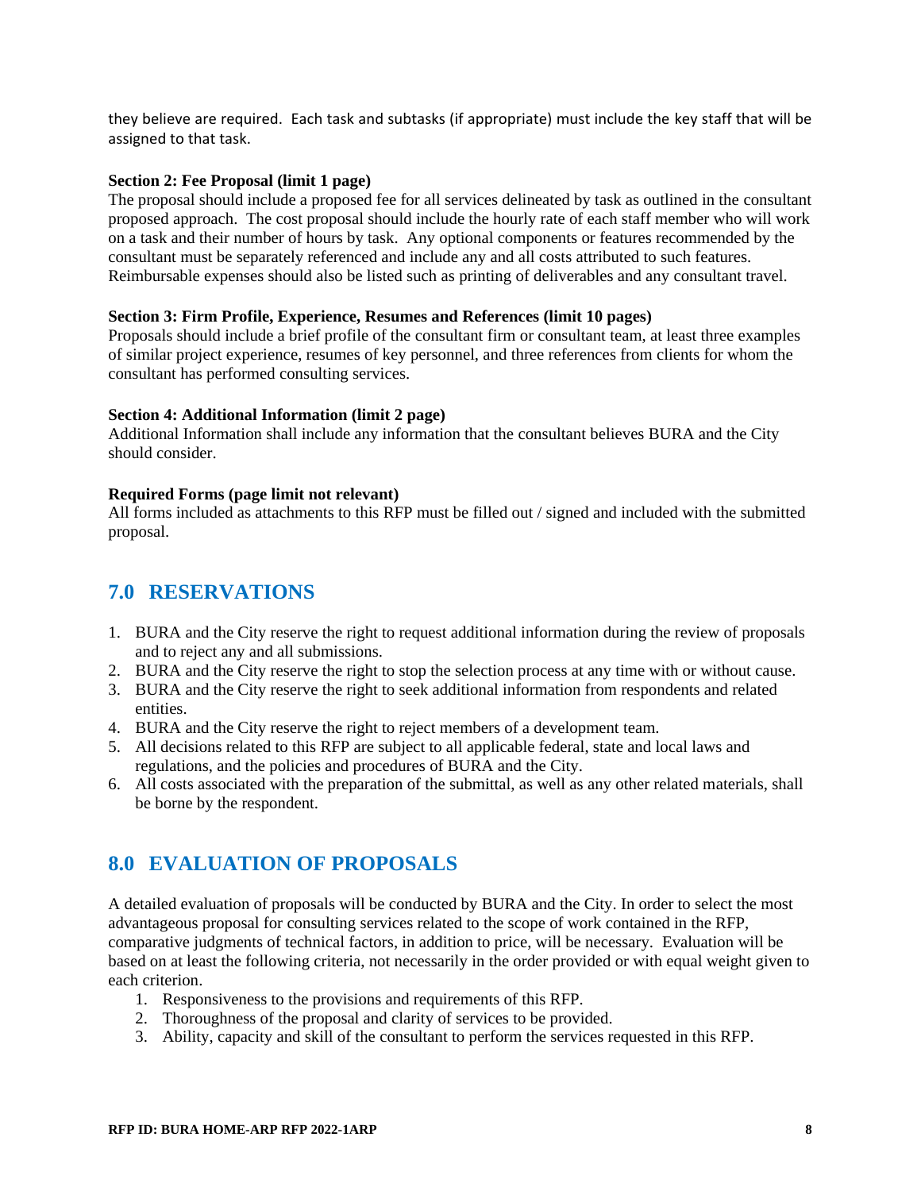they believe are required. Each task and subtasks (if appropriate) must include the key staff that will be assigned to that task.

**Section 2: Fee Proposal (limit 1 page)**
The proposal should include a proposed fee for all services delineated by task as outlined in the consultant proposed approach. The cost proposal should include the hourly rate of each staff member who will work on a task and their number of hours by task. Any optional components or features recommended by the consultant must be separately referenced and include any and all costs attributed to such features. Reimbursable expenses should also be listed such as printing of deliverables and any consultant travel.

**Section 3: Firm Profile, Experience, Resumes and References (limit 10 pages)**
Proposals should include a brief profile of the consultant firm or consultant team, at least three examples of similar project experience, resumes of key personnel, and three references from clients for whom the consultant has performed consulting services.

**Section 4: Additional Information (limit 2 page)**
Additional Information shall include any information that the consultant believes BURA and the City should consider.

**Required Forms (page limit not relevant)**
All forms included as attachments to this RFP must be filled out / signed and included with the submitted proposal.

## 7.0 RESERVATIONS

1. BURA and the City reserve the right to request additional information during the review of proposals and to reject any and all submissions.
2. BURA and the City reserve the right to stop the selection process at any time with or without cause.
3. BURA and the City reserve the right to seek additional information from respondents and related entities.
4. BURA and the City reserve the right to reject members of a development team.
5. All decisions related to this RFP are subject to all applicable federal, state and local laws and regulations, and the policies and procedures of BURA and the City.
6. All costs associated with the preparation of the submittal, as well as any other related materials, shall be borne by the respondent.

## 8.0 EVALUATION OF PROPOSALS

A detailed evaluation of proposals will be conducted by BURA and the City. In order to select the most advantageous proposal for consulting services related to the scope of work contained in the RFP, comparative judgments of technical factors, in addition to price, will be necessary. Evaluation will be based on at least the following criteria, not necessarily in the order provided or with equal weight given to each criterion.

1. Responsiveness to the provisions and requirements of this RFP.
2. Thoroughness of the proposal and clarity of services to be provided.
3. Ability, capacity and skill of the consultant to perform the services requested in this RFP.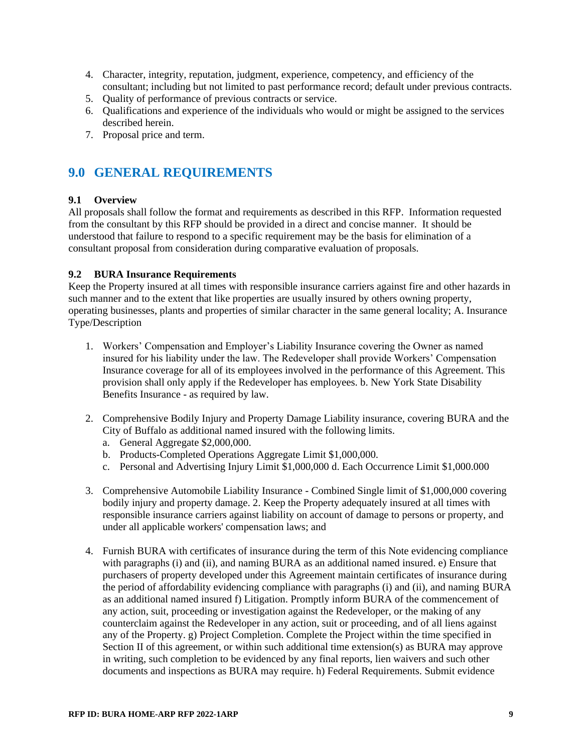4. Character, integrity, reputation, judgment, experience, competency, and efficiency of the consultant; including but not limited to past performance record; default under previous contracts.
5. Quality of performance of previous contracts or service.
6. Qualifications and experience of the individuals who would or might be assigned to the services described herein.
7. Proposal price and term.

## 9.0 GENERAL REQUIREMENTS

### 9.1 Overview

All proposals shall follow the format and requirements as described in this RFP. Information requested from the consultant by this RFP should be provided in a direct and concise manner. It should be understood that failure to respond to a specific requirement may be the basis for elimination of a consultant proposal from consideration during comparative evaluation of proposals.

### 9.2 BURA Insurance Requirements

Keep the Property insured at all times with responsible insurance carriers against fire and other hazards in such manner and to the extent that like properties are usually insured by others owning property, operating businesses, plants and properties of similar character in the same general locality; A. Insurance Type/Description

1. Workers' Compensation and Employer's Liability Insurance covering the Owner as named insured for his liability under the law. The Redeveloper shall provide Workers' Compensation Insurance coverage for all of its employees involved in the performance of this Agreement. This provision shall only apply if the Redeveloper has employees. b. New York State Disability Benefits Insurance - as required by law.

2. Comprehensive Bodily Injury and Property Damage Liability insurance, covering BURA and the City of Buffalo as additional named insured with the following limits.
   a. General Aggregate $2,000,000.
   b. Products-Completed Operations Aggregate Limit $1,000,000.
   c. Personal and Advertising Injury Limit $1,000,000 d. Each Occurrence Limit $1,000.000

3. Comprehensive Automobile Liability Insurance - Combined Single limit of $1,000,000 covering bodily injury and property damage. 2. Keep the Property adequately insured at all times with responsible insurance carriers against liability on account of damage to persons or property, and under all applicable workers' compensation laws; and

4. Furnish BURA with certificates of insurance during the term of this Note evidencing compliance with paragraphs (i) and (ii), and naming BURA as an additional named insured. e) Ensure that purchasers of property developed under this Agreement maintain certificates of insurance during the period of affordability evidencing compliance with paragraphs (i) and (ii), and naming BURA as an additional named insured f) Litigation. Promptly inform BURA of the commencement of any action, suit, proceeding or investigation against the Redeveloper, or the making of any counterclaim against the Redeveloper in any action, suit or proceeding, and of all liens against any of the Property. g) Project Completion. Complete the Project within the time specified in Section II of this agreement, or within such additional time extension(s) as BURA may approve in writing, such completion to be evidenced by any final reports, lien waivers and such other documents and inspections as BURA may require. h) Federal Requirements. Submit evidence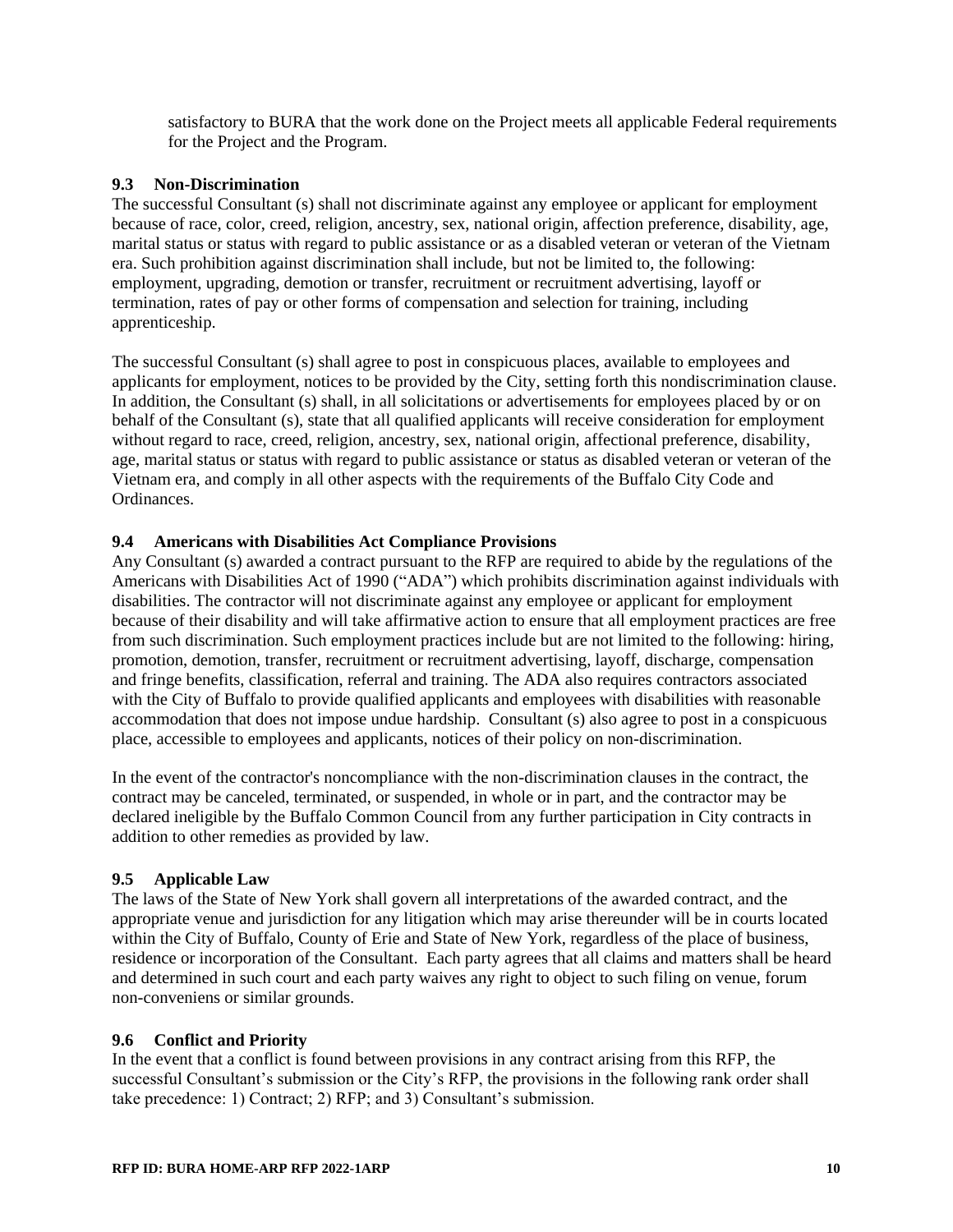satisfactory to BURA that the work done on the Project meets all applicable Federal requirements for the Project and the Program.

### 9.3 Non-Discrimination

The successful Consultant (s) shall not discriminate against any employee or applicant for employment because of race, color, creed, religion, ancestry, sex, national origin, affection preference, disability, age, marital status or status with regard to public assistance or as a disabled veteran or veteran of the Vietnam era. Such prohibition against discrimination shall include, but not be limited to, the following: employment, upgrading, demotion or transfer, recruitment or recruitment advertising, layoff or termination, rates of pay or other forms of compensation and selection for training, including apprenticeship.

The successful Consultant (s) shall agree to post in conspicuous places, available to employees and applicants for employment, notices to be provided by the City, setting forth this nondiscrimination clause. In addition, the Consultant (s) shall, in all solicitations or advertisements for employees placed by or on behalf of the Consultant (s), state that all qualified applicants will receive consideration for employment without regard to race, creed, religion, ancestry, sex, national origin, affectional preference, disability, age, marital status or status with regard to public assistance or status as disabled veteran or veteran of the Vietnam era, and comply in all other aspects with the requirements of the Buffalo City Code and Ordinances.

### 9.4 Americans with Disabilities Act Compliance Provisions

Any Consultant (s) awarded a contract pursuant to the RFP are required to abide by the regulations of the Americans with Disabilities Act of 1990 ("ADA") which prohibits discrimination against individuals with disabilities. The contractor will not discriminate against any employee or applicant for employment because of their disability and will take affirmative action to ensure that all employment practices are free from such discrimination. Such employment practices include but are not limited to the following: hiring, promotion, demotion, transfer, recruitment or recruitment advertising, layoff, discharge, compensation and fringe benefits, classification, referral and training. The ADA also requires contractors associated with the City of Buffalo to provide qualified applicants and employees with disabilities with reasonable accommodation that does not impose undue hardship. Consultant (s) also agree to post in a conspicuous place, accessible to employees and applicants, notices of their policy on non-discrimination.

In the event of the contractor's noncompliance with the non-discrimination clauses in the contract, the contract may be canceled, terminated, or suspended, in whole or in part, and the contractor may be declared ineligible by the Buffalo Common Council from any further participation in City contracts in addition to other remedies as provided by law.

### 9.5 Applicable Law

The laws of the State of New York shall govern all interpretations of the awarded contract, and the appropriate venue and jurisdiction for any litigation which may arise thereunder will be in courts located within the City of Buffalo, County of Erie and State of New York, regardless of the place of business, residence or incorporation of the Consultant. Each party agrees that all claims and matters shall be heard and determined in such court and each party waives any right to object to such filing on venue, forum non-conveniens or similar grounds.

### 9.6 Conflict and Priority

In the event that a conflict is found between provisions in any contract arising from this RFP, the successful Consultant's submission or the City's RFP, the provisions in the following rank order shall take precedence: 1) Contract; 2) RFP; and 3) Consultant's submission.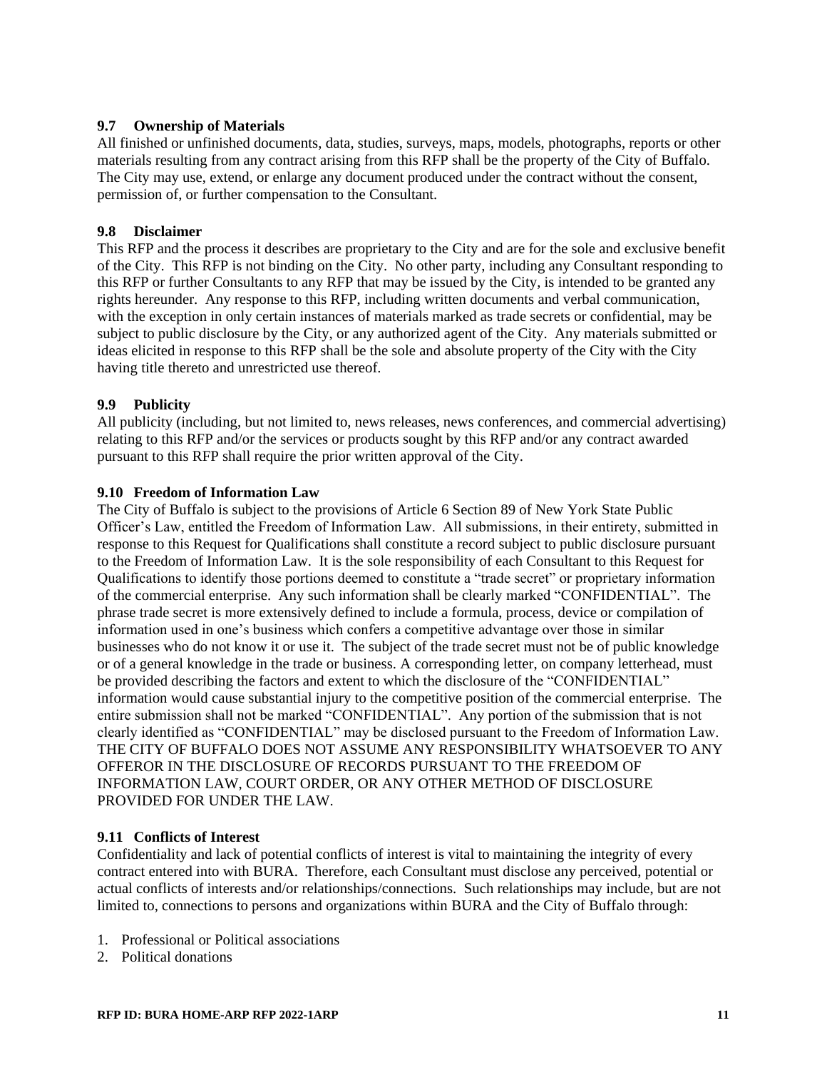### 9.7 Ownership of Materials

All finished or unfinished documents, data, studies, surveys, maps, models, photographs, reports or other materials resulting from any contract arising from this RFP shall be the property of the City of Buffalo. The City may use, extend, or enlarge any document produced under the contract without the consent, permission of, or further compensation to the Consultant.

### 9.8 Disclaimer

This RFP and the process it describes are proprietary to the City and are for the sole and exclusive benefit of the City. This RFP is not binding on the City. No other party, including any Consultant responding to this RFP or further Consultants to any RFP that may be issued by the City, is intended to be granted any rights hereunder. Any response to this RFP, including written documents and verbal communication, with the exception in only certain instances of materials marked as trade secrets or confidential, may be subject to public disclosure by the City, or any authorized agent of the City. Any materials submitted or ideas elicited in response to this RFP shall be the sole and absolute property of the City with the City having title thereto and unrestricted use thereof.

### 9.9 Publicity

All publicity (including, but not limited to, news releases, news conferences, and commercial advertising) relating to this RFP and/or the services or products sought by this RFP and/or any contract awarded pursuant to this RFP shall require the prior written approval of the City.

### 9.10 Freedom of Information Law

The City of Buffalo is subject to the provisions of Article 6 Section 89 of New York State Public Officer's Law, entitled the Freedom of Information Law. All submissions, in their entirety, submitted in response to this Request for Qualifications shall constitute a record subject to public disclosure pursuant to the Freedom of Information Law. It is the sole responsibility of each Consultant to this Request for Qualifications to identify those portions deemed to constitute a "trade secret" or proprietary information of the commercial enterprise. Any such information shall be clearly marked "CONFIDENTIAL". The phrase trade secret is more extensively defined to include a formula, process, device or compilation of information used in one's business which confers a competitive advantage over those in similar businesses who do not know it or use it. The subject of the trade secret must not be of public knowledge or of a general knowledge in the trade or business. A corresponding letter, on company letterhead, must be provided describing the factors and extent to which the disclosure of the "CONFIDENTIAL" information would cause substantial injury to the competitive position of the commercial enterprise. The entire submission shall not be marked "CONFIDENTIAL". Any portion of the submission that is not clearly identified as "CONFIDENTIAL" may be disclosed pursuant to the Freedom of Information Law. THE CITY OF BUFFALO DOES NOT ASSUME ANY RESPONSIBILITY WHATSOEVER TO ANY OFFEROR IN THE DISCLOSURE OF RECORDS PURSUANT TO THE FREEDOM OF INFORMATION LAW, COURT ORDER, OR ANY OTHER METHOD OF DISCLOSURE PROVIDED FOR UNDER THE LAW.

### 9.11 Conflicts of Interest

Confidentiality and lack of potential conflicts of interest is vital to maintaining the integrity of every contract entered into with BURA. Therefore, each Consultant must disclose any perceived, potential or actual conflicts of interests and/or relationships/connections. Such relationships may include, but are not limited to, connections to persons and organizations within BURA and the City of Buffalo through:

1. Professional or Political associations
2. Political donations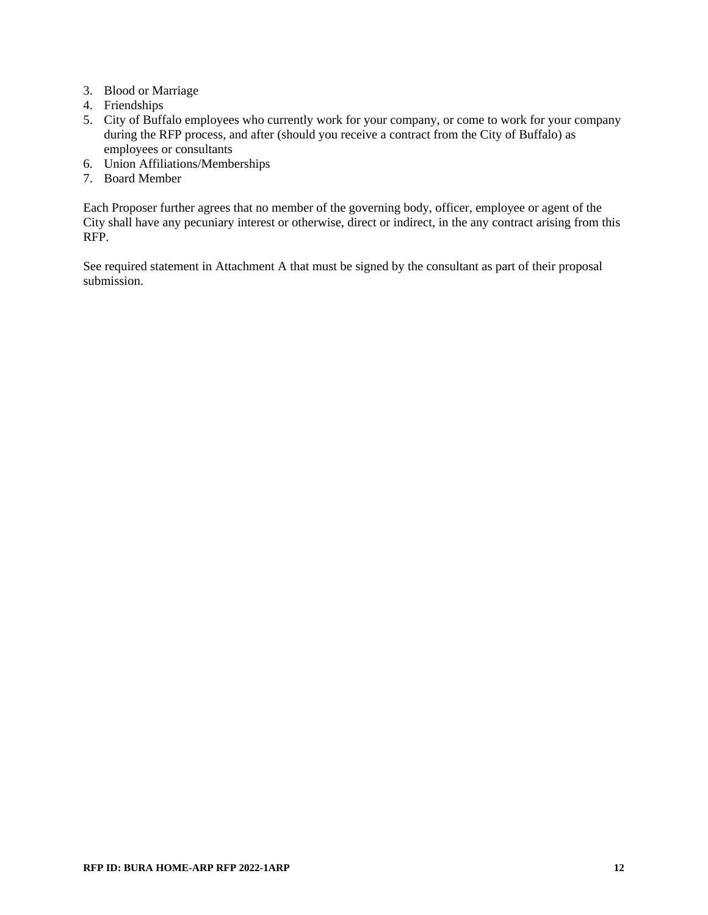3. Blood or Marriage
4. Friendships
5. City of Buffalo employees who currently work for your company, or come to work for your company during the RFP process, and after (should you receive a contract from the City of Buffalo) as employees or consultants
6. Union Affiliations/Memberships
7. Board Member

Each Proposer further agrees that no member of the governing body, officer, employee or agent of the City shall have any pecuniary interest or otherwise, direct or indirect, in the any contract arising from this RFP.

See required statement in Attachment A that must be signed by the consultant as part of their proposal submission.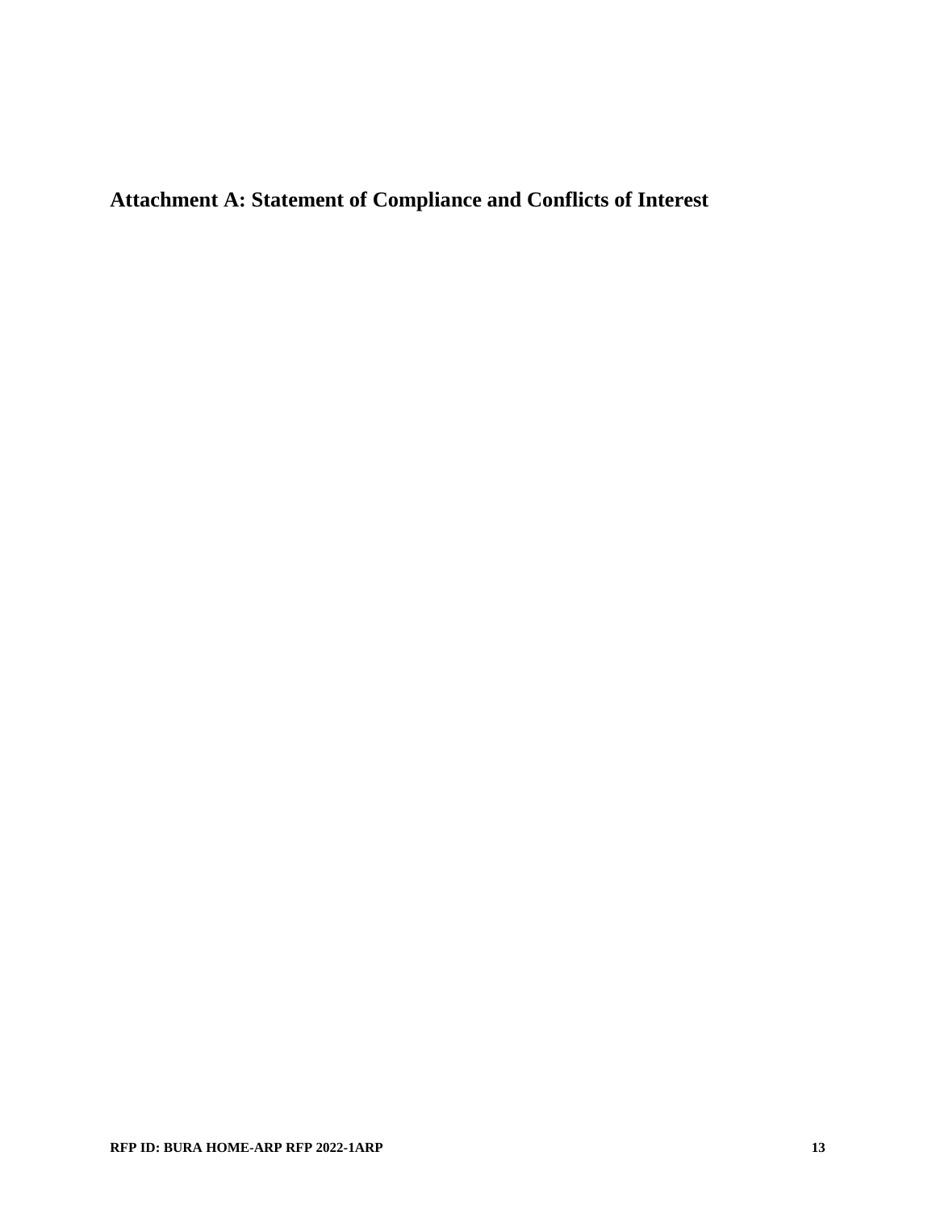## Attachment A: Statement of Compliance and Conflicts of Interest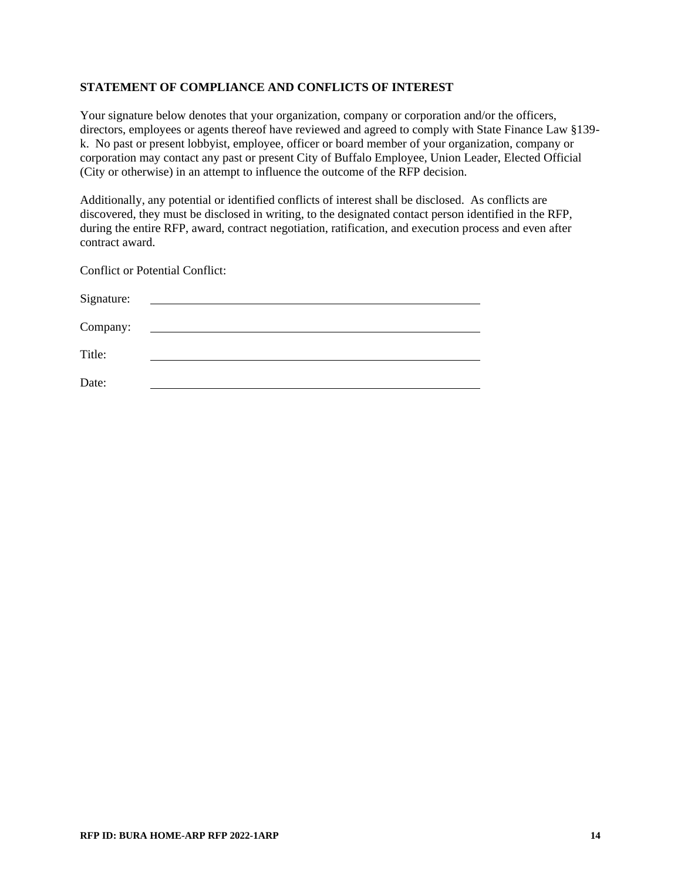**STATEMENT OF COMPLIANCE AND CONFLICTS OF INTEREST**

Your signature below denotes that your organization, company or corporation and/or the officers, directors, employees or agents thereof have reviewed and agreed to comply with State Finance Law §139-k. No past or present lobbyist, employee, officer or board member of your organization, company or corporation may contact any past or present City of Buffalo Employee, Union Leader, Elected Official (City or otherwise) in an attempt to influence the outcome of the RFP decision.

Additionally, any potential or identified conflicts of interest shall be disclosed. As conflicts are discovered, they must be disclosed in writing, to the designated contact person identified in the RFP, during the entire RFP, award, contract negotiation, ratification, and execution process and even after contract award.

Conflict or Potential Conflict:

Signature: \_\_\_\_\_\_\_\_\_\_\_\_\_\_\_\_\_\_\_\_\_\_\_\_\_\_\_\_\_\_\_\_\_\_\_\_\_\_\_\_\_\_\_\_

Company: \_\_\_\_\_\_\_\_\_\_\_\_\_\_\_\_\_\_\_\_\_\_\_\_\_\_\_\_\_\_\_\_\_\_\_\_\_\_\_\_\_\_\_\_

Title: \_\_\_\_\_\_\_\_\_\_\_\_\_\_\_\_\_\_\_\_\_\_\_\_\_\_\_\_\_\_\_\_\_\_\_\_\_\_\_\_\_\_\_\_

Date: \_\_\_\_\_\_\_\_\_\_\_\_\_\_\_\_\_\_\_\_\_\_\_\_\_\_\_\_\_\_\_\_\_\_\_\_\_\_\_\_\_\_\_\_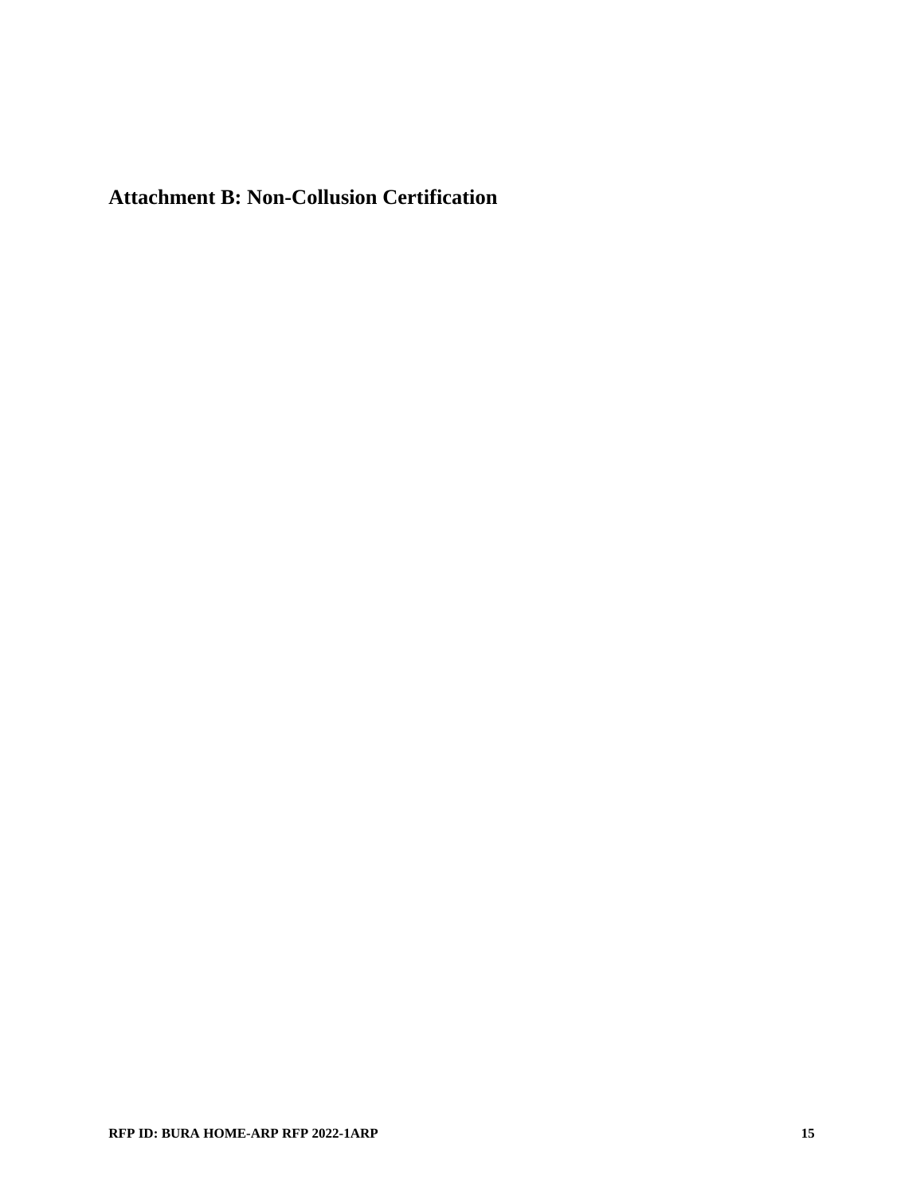## Attachment B: Non-Collusion Certification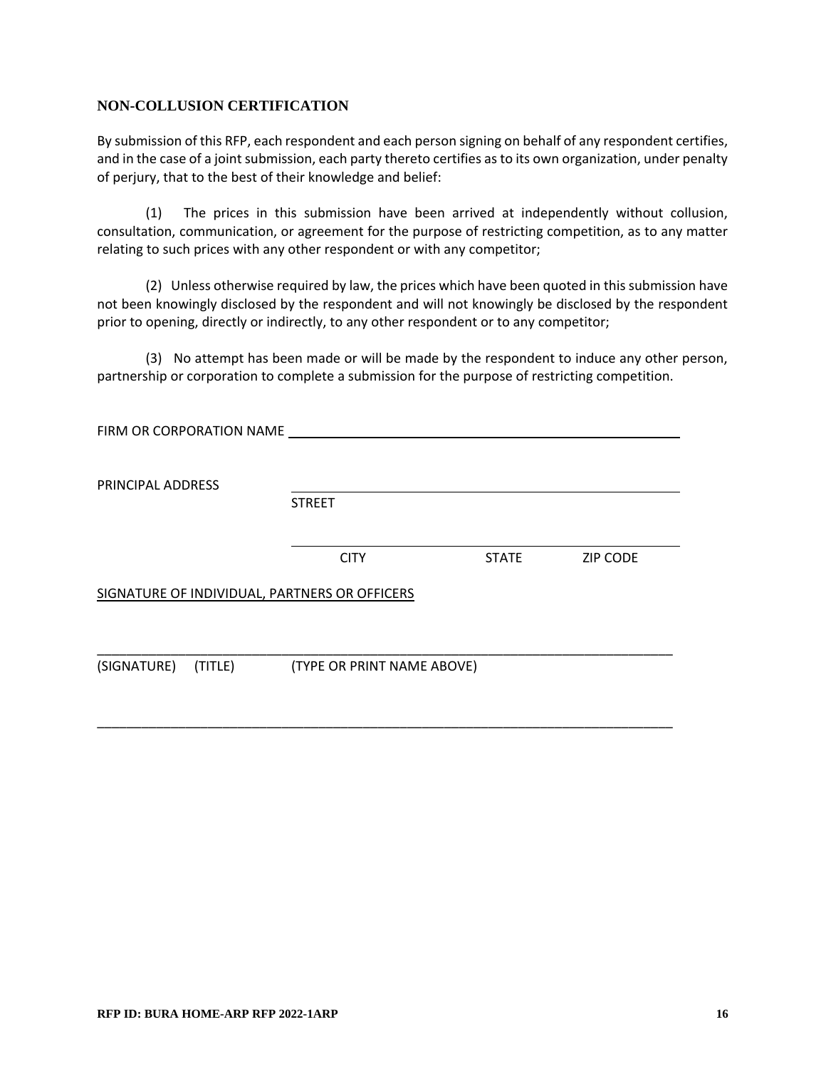## NON-COLLUSION CERTIFICATION

By submission of this RFP, each respondent and each person signing on behalf of any respondent certifies, and in the case of a joint submission, each party thereto certifies as to its own organization, under penalty of perjury, that to the best of their knowledge and belief:

(1) The prices in this submission have been arrived at independently without collusion, consultation, communication, or agreement for the purpose of restricting competition, as to any matter relating to such prices with any other respondent or with any competitor;

(2) Unless otherwise required by law, the prices which have been quoted in this submission have not been knowingly disclosed by the respondent and will not knowingly be disclosed by the respondent prior to opening, directly or indirectly, to any other respondent or to any competitor;

(3) No attempt has been made or will be made by the respondent to induce any other person, partnership or corporation to complete a submission for the purpose of restricting competition.

FIRM OR CORPORATION NAME ______________________________________________

PRINCIPAL ADDRESS ______________________________________________

STREET

______________________________________________

CITY STATE ZIP CODE

SIGNATURE OF INDIVIDUAL, PARTNERS OR OFFICERS

______________________________________________________________________

(SIGNATURE) (TITLE) (TYPE OR PRINT NAME ABOVE)

______________________________________________________________________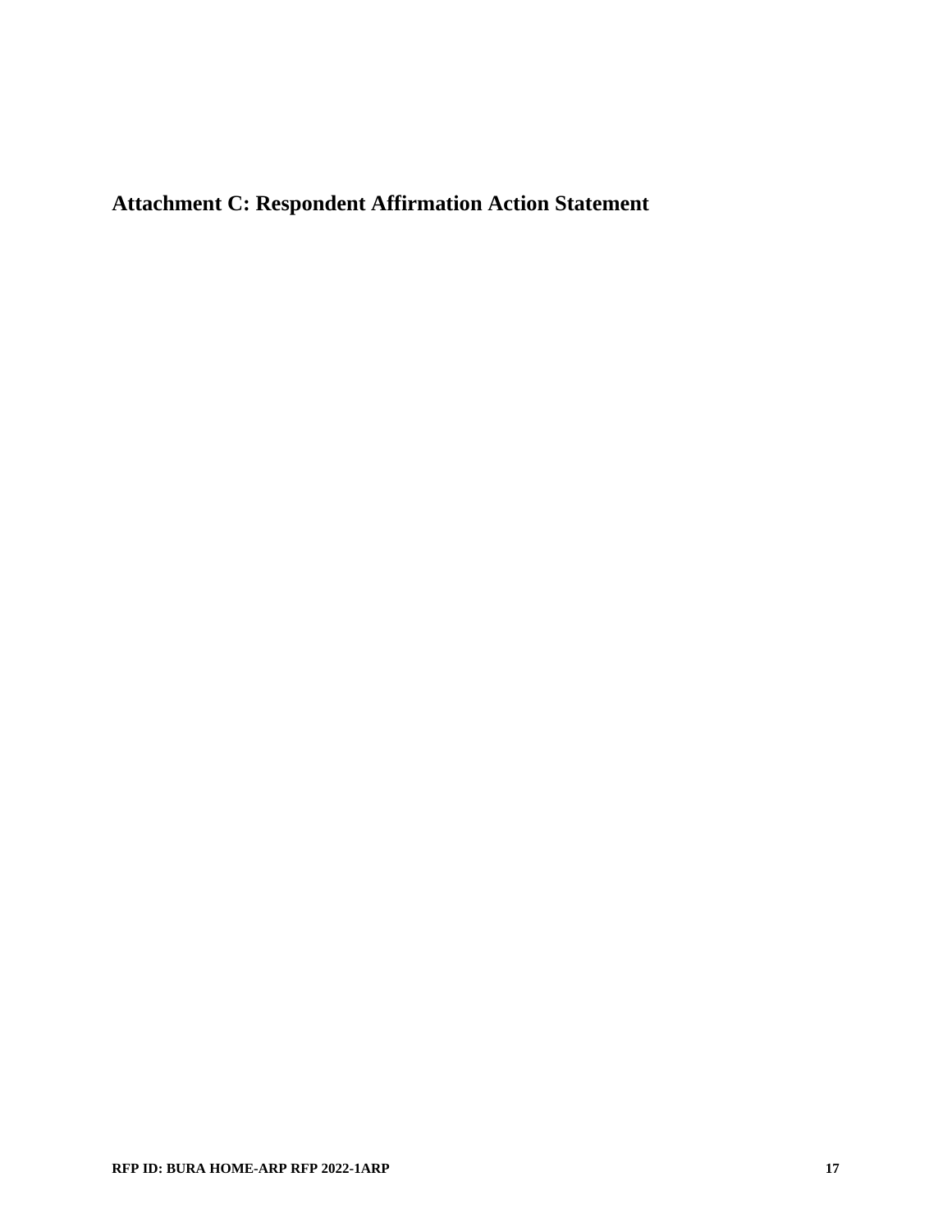## Attachment C: Respondent Affirmation Action Statement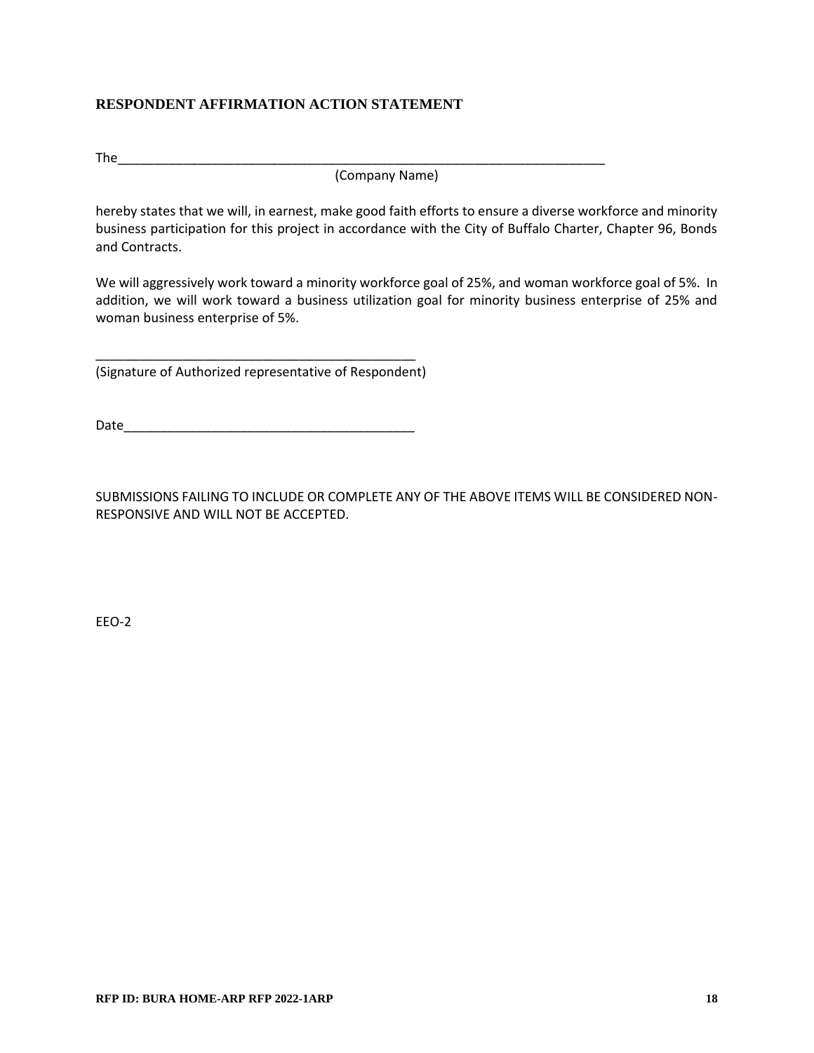## RESPONDENT AFFIRMATION ACTION STATEMENT

The_______________________________________________________________________

(Company Name)

hereby states that we will, in earnest, make good faith efforts to ensure a diverse workforce and minority business participation for this project in accordance with the City of Buffalo Charter, Chapter 96, Bonds and Contracts.

We will aggressively work toward a minority workforce goal of 25%, and woman workforce goal of 5%. In addition, we will work toward a business utilization goal for minority business enterprise of 25% and woman business enterprise of 5%.

_____________________________________________

(Signature of Authorized representative of Respondent)

Date_________________________________________

SUBMISSIONS FAILING TO INCLUDE OR COMPLETE ANY OF THE ABOVE ITEMS WILL BE CONSIDERED NON-RESPONSIVE AND WILL NOT BE ACCEPTED.

EEO-2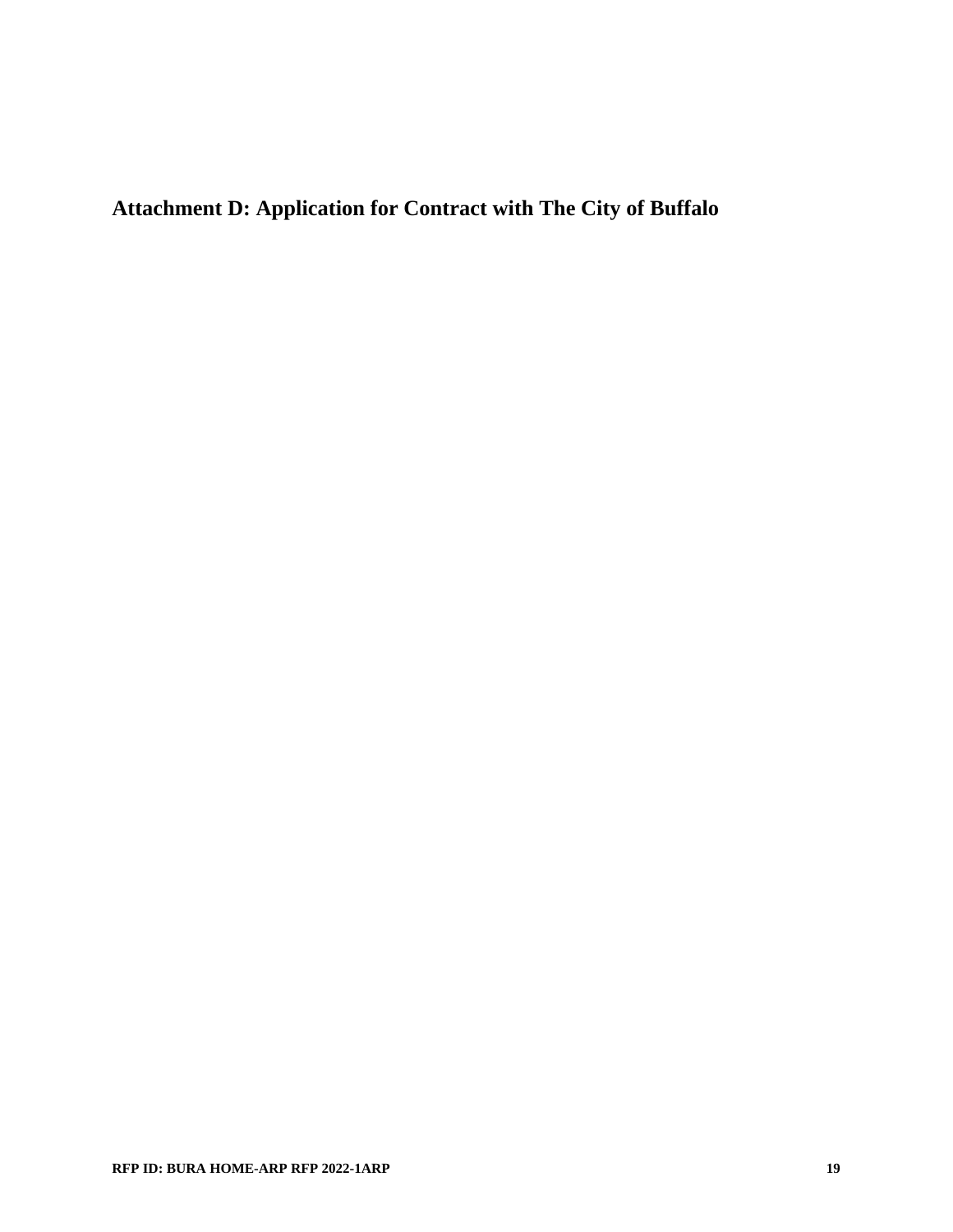## Attachment D: Application for Contract with The City of Buffalo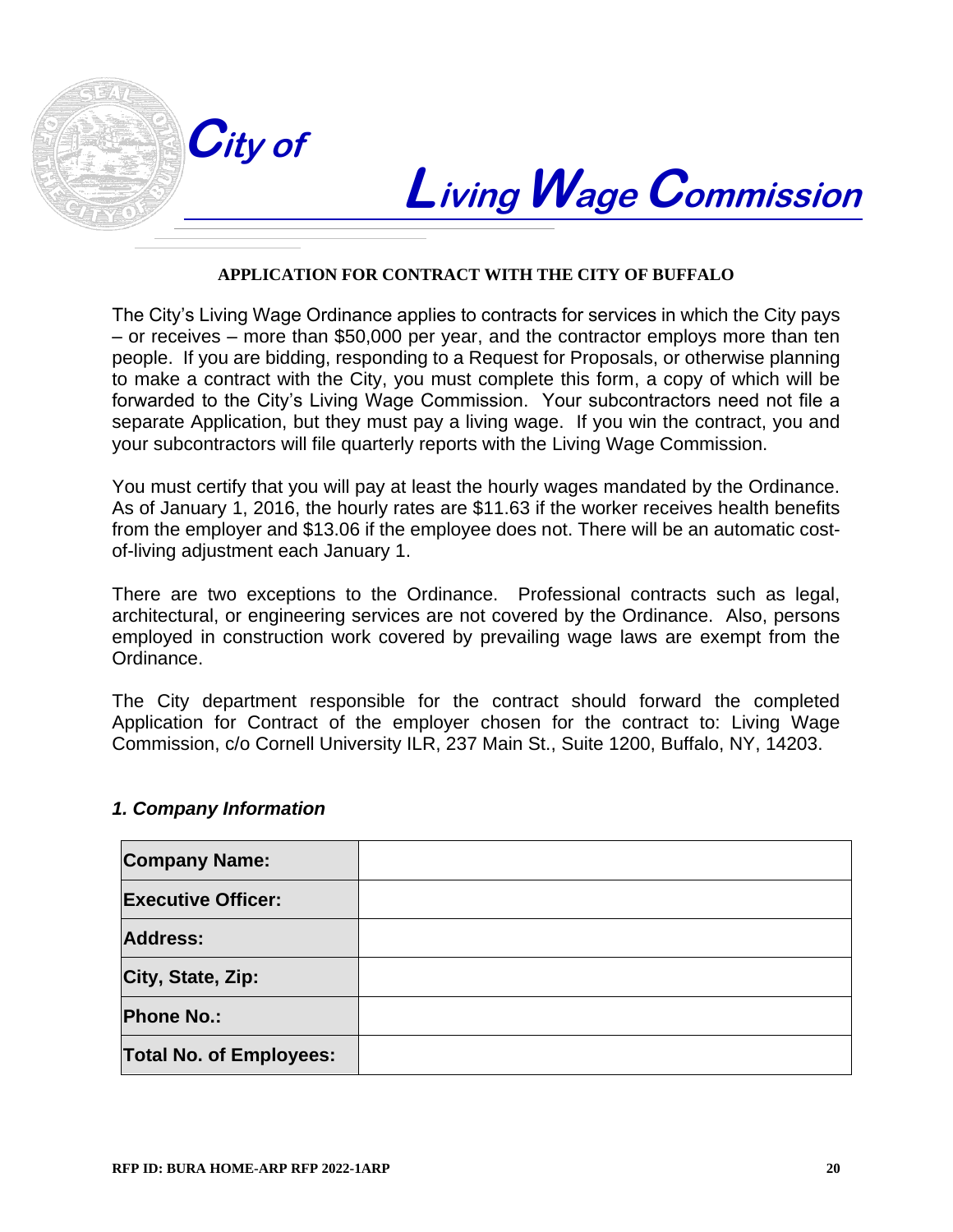# City of Living Wage Commission

**APPLICATION FOR CONTRACT WITH THE CITY OF BUFFALO**

The City's Living Wage Ordinance applies to contracts for services in which the City pays – or receives – more than $50,000 per year, and the contractor employs more than ten people. If you are bidding, responding to a Request for Proposals, or otherwise planning to make a contract with the City, you must complete this form, a copy of which will be forwarded to the City's Living Wage Commission. Your subcontractors need not file a separate Application, but they must pay a living wage. If you win the contract, you and your subcontractors will file quarterly reports with the Living Wage Commission.

You must certify that you will pay at least the hourly wages mandated by the Ordinance. As of January 1, 2016, the hourly rates are $11.63 if the worker receives health benefits from the employer and $13.06 if the employee does not. There will be an automatic cost-of-living adjustment each January 1.

There are two exceptions to the Ordinance. Professional contracts such as legal, architectural, or engineering services are not covered by the Ordinance. Also, persons employed in construction work covered by prevailing wage laws are exempt from the Ordinance.

The City department responsible for the contract should forward the completed Application for Contract of the employer chosen for the contract to: Living Wage Commission, c/o Cornell University ILR, 237 Main St., Suite 1200, Buffalo, NY, 14203.

### *1. Company Information*

| | |
|---|---|
| **Company Name:** | |
| **Executive Officer:** | |
| **Address:** | |
| **City, State, Zip:** | |
| **Phone No.:** | |
| **Total No. of Employees:** | |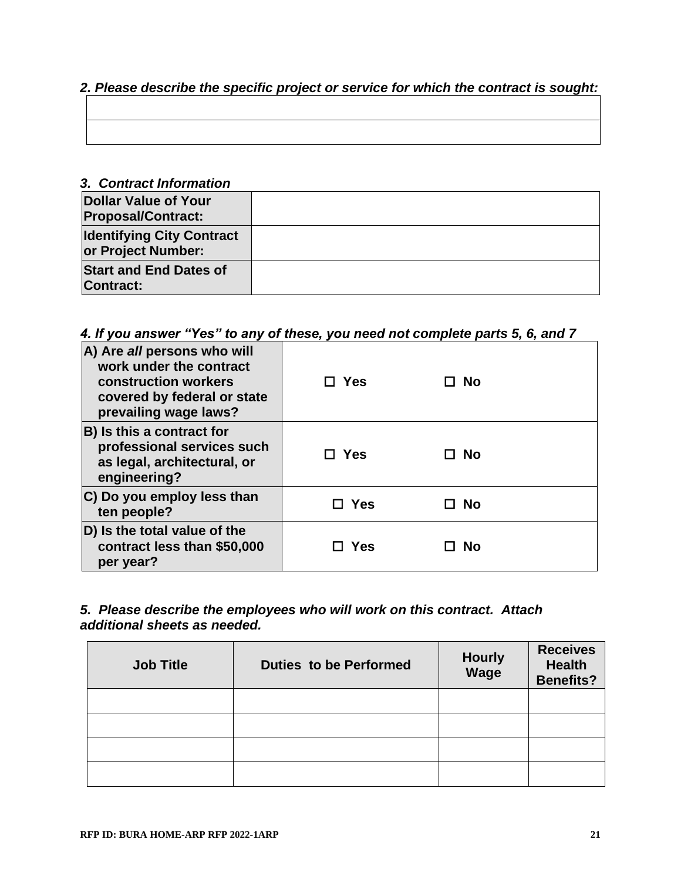***2. Please describe the specific project or service for which the contract is sought:***

| |
|---|
| |
| |

***3. Contract Information***

| | |
|---|---|
| **Dollar Value of Your Proposal/Contract:** | |
| **Identifying City Contract or Project Number:** | |
| **Start and End Dates of Contract:** | |

***4. If you answer "Yes" to any of these, you need not complete parts 5, 6, and 7***

| | | |
|---|---|---|
| **A) Are *all* persons who will work under the contract construction workers covered by federal or state prevailing wage laws?** | ☐ **Yes** | ☐ **No** |
| **B) Is this a contract for professional services such as legal, architectural, or engineering?** | ☐ **Yes** | ☐ **No** |
| **C) Do you employ less than ten people?** | ☐ **Yes** | ☐ **No** |
| **D) Is the total value of the contract less than $50,000 per year?** | ☐ **Yes** | ☐ **No** |

***5. Please describe the employees who will work on this contract. Attach additional sheets as needed.***

| Job Title | Duties to be Performed | Hourly Wage | Receives Health Benefits? |
|---|---|---|---|
| | | | |
| | | | |
| | | | |
| | | | |

**RFP ID: BURA HOME-ARP RFP 2022-1ARP**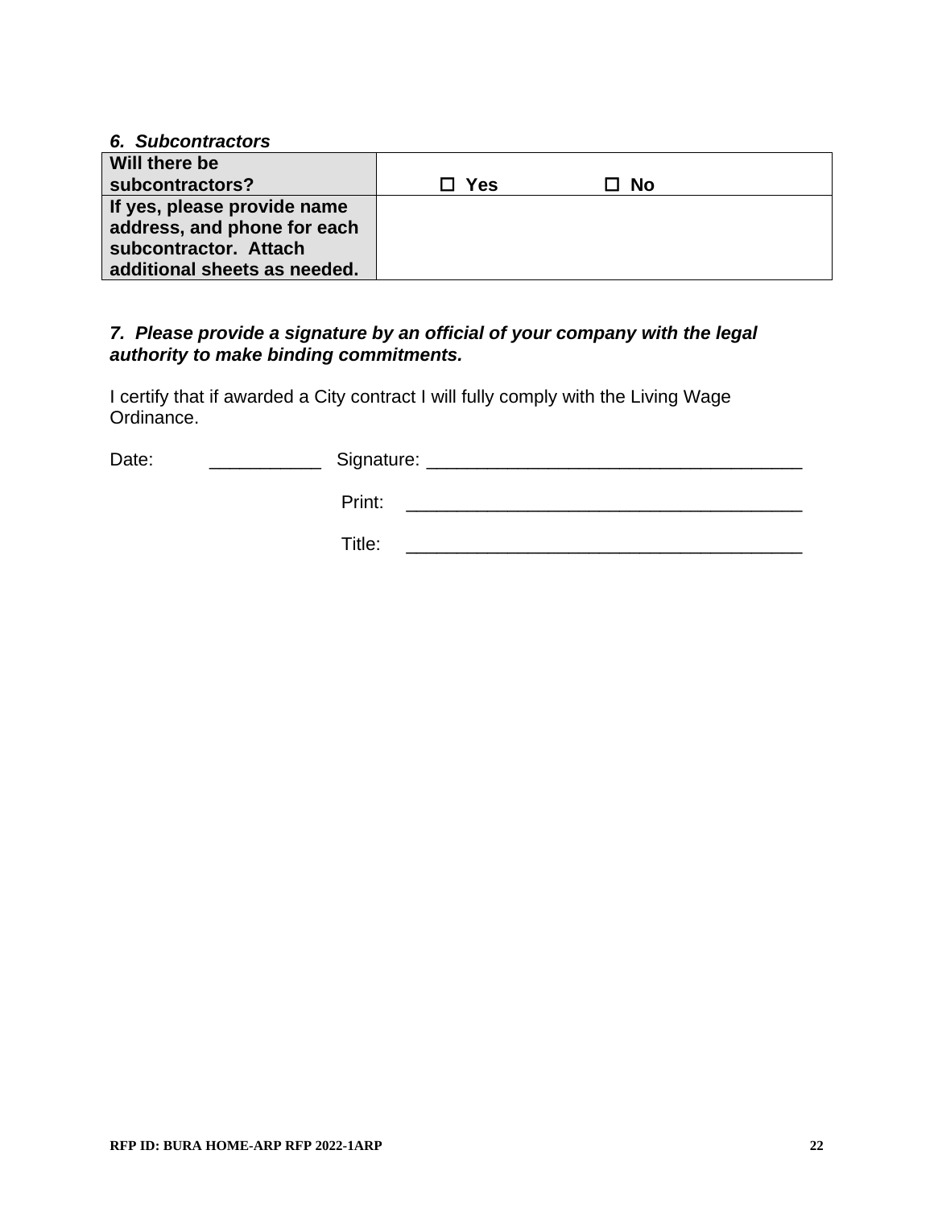***6. Subcontractors***

| | |
|---|---|
| **Will there be subcontractors?** | ☐ **Yes** ☐ **No** |
| **If yes, please provide name address, and phone for each subcontractor. Attach additional sheets as needed.** | |

***7. Please provide a signature by an official of your company with the legal authority to make binding commitments.***

I certify that if awarded a City contract I will fully comply with the Living Wage Ordinance.

Date: ___________ Signature: _____________________________________

Print: _______________________________________

Title: _______________________________________